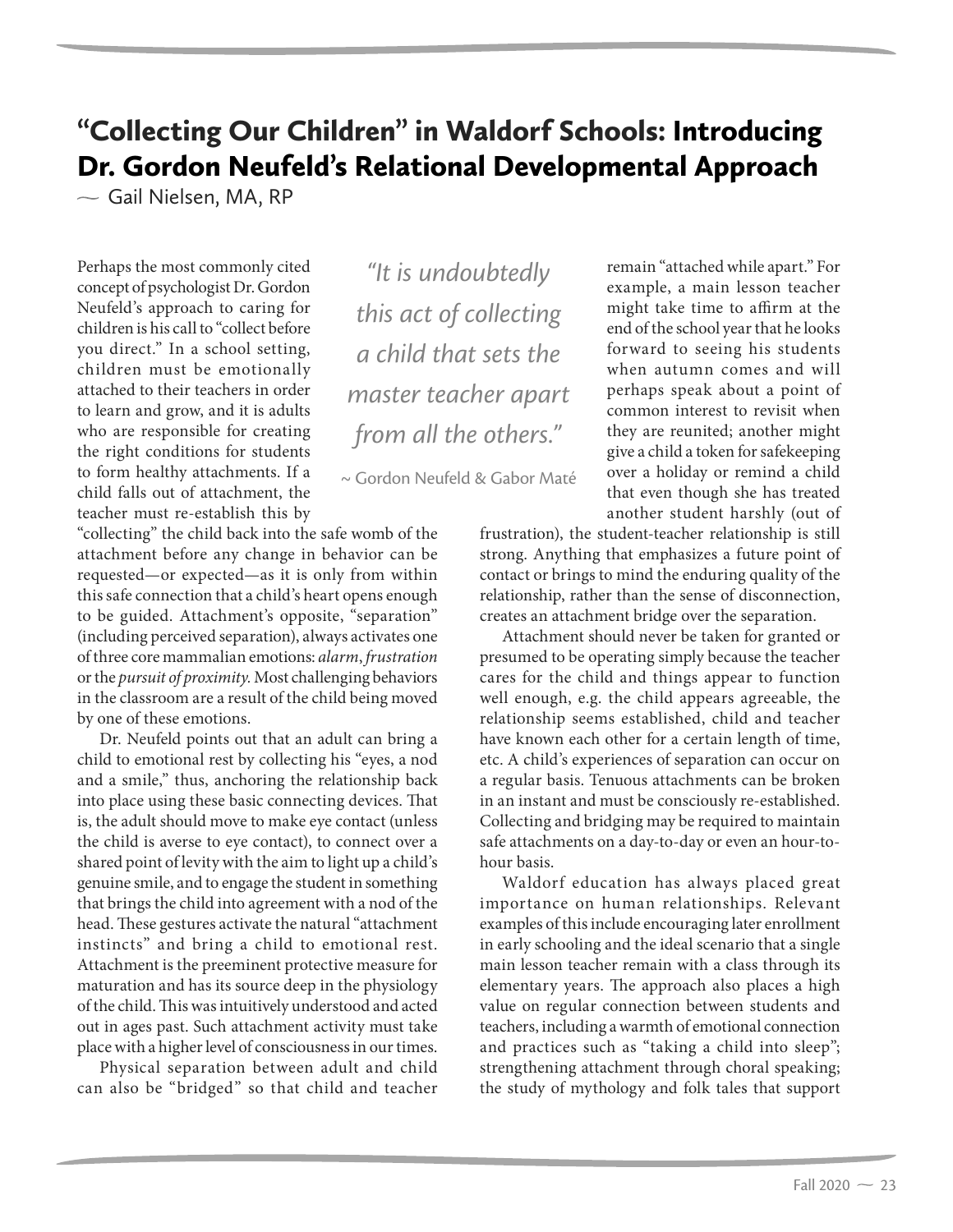# "Collecting Our Children" in Waldorf Schools: Introducing Dr. Gordon Neufeld's Relational Developmental Approach

~ Gail Nielsen, MA, RP

Perhaps the most commonly cited concept of psychologist Dr. Gordon Neufeld's approach to caring for children is his call to "collect before you direct." In a school setting, children must be emotionally attached to their teachers in order to learn and grow, and it is adults who are responsible for creating the right conditions for students to form healthy attachments. If a child falls out of attachment, the teacher must re-establish this by "collecting" the child back into the safe womb of the attachment before any change in behavior can be requested—or expected—as it is only from within this safe connection that a child's heart opens enough to be guided. Attachment's opposite, "separation" (including perceived separation), always activates one of three core mammalian emotions: *alarm*, *frustration* or the *pursuit of proximity*. Most challenging behaviors in the classroom are a result of the child being moved by one of these emotions.

> *"It is undoubtedly this act of collecting a child that sets the master teacher apart from all the others."*
>
> ~ Gordon Neufeld & Gabor Maté

Dr. Neufeld points out that an adult can bring a child to emotional rest by collecting his "eyes, a nod and a smile," thus, anchoring the relationship back into place using these basic connecting devices. That is, the adult should move to make eye contact (unless the child is averse to eye contact), to connect over a shared point of levity with the aim to light up a child's genuine smile, and to engage the student in something that brings the child into agreement with a nod of the head. These gestures activate the natural "attachment instincts" and bring a child to emotional rest. Attachment is the preeminent protective measure for maturation and has its source deep in the physiology of the child. This was intuitively understood and acted out in ages past. Such attachment activity must take place with a higher level of consciousness in our times.

Physical separation between adult and child can also be "bridged" so that child and teacher remain "attached while apart." For example, a main lesson teacher might take time to affirm at the end of the school year that he looks forward to seeing his students when autumn comes and will perhaps speak about a point of common interest to revisit when they are reunited; another might give a child a token for safekeeping over a holiday or remind a child that even though she has treated another student harshly (out of frustration), the student-teacher relationship is still strong. Anything that emphasizes a future point of contact or brings to mind the enduring quality of the relationship, rather than the sense of disconnection, creates an attachment bridge over the separation.

Attachment should never be taken for granted or presumed to be operating simply because the teacher cares for the child and things appear to function well enough, e.g. the child appears agreeable, the relationship seems established, child and teacher have known each other for a certain length of time, etc. A child's experiences of separation can occur on a regular basis. Tenuous attachments can be broken in an instant and must be consciously re-established. Collecting and bridging may be required to maintain safe attachments on a day-to-day or even an hour-to-hour basis.

Waldorf education has always placed great importance on human relationships. Relevant examples of this include encouraging later enrollment in early schooling and the ideal scenario that a single main lesson teacher remain with a class through its elementary years. The approach also places a high value on regular connection between students and teachers, including a warmth of emotional connection and practices such as "taking a child into sleep"; strengthening attachment through choral speaking; the study of mythology and folk tales that support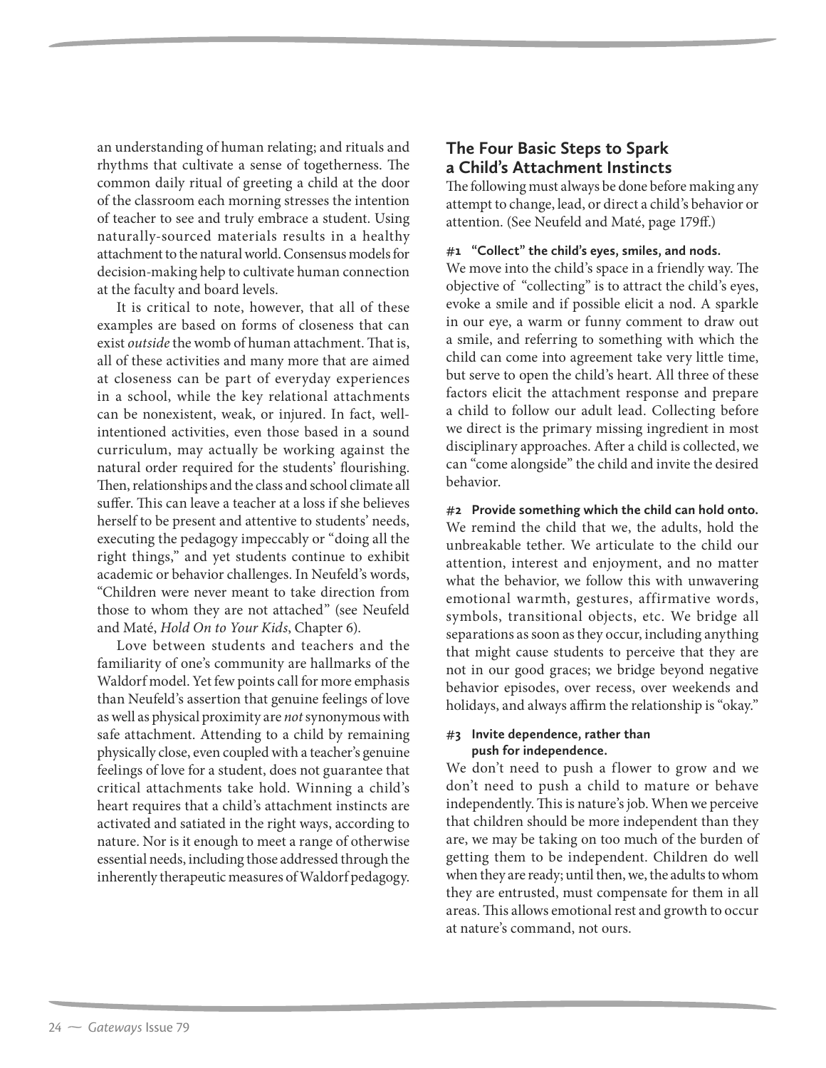an understanding of human relating; and rituals and rhythms that cultivate a sense of togetherness. The common daily ritual of greeting a child at the door of the classroom each morning stresses the intention of teacher to see and truly embrace a student. Using naturally-sourced materials results in a healthy attachment to the natural world. Consensus models for decision-making help to cultivate human connection at the faculty and board levels.

It is critical to note, however, that all of these examples are based on forms of closeness that can exist *outside* the womb of human attachment. That is, all of these activities and many more that are aimed at closeness can be part of everyday experiences in a school, while the key relational attachments can be nonexistent, weak, or injured. In fact, well-intentioned activities, even those based in a sound curriculum, may actually be working against the natural order required for the students' flourishing. Then, relationships and the class and school climate all suffer. This can leave a teacher at a loss if she believes herself to be present and attentive to students' needs, executing the pedagogy impeccably or "doing all the right things," and yet students continue to exhibit academic or behavior challenges. In Neufeld's words, "Children were never meant to take direction from those to whom they are not attached" (see Neufeld and Maté, *Hold On to Your Kids*, Chapter 6).

Love between students and teachers and the familiarity of one's community are hallmarks of the Waldorf model. Yet few points call for more emphasis than Neufeld's assertion that genuine feelings of love as well as physical proximity are *not* synonymous with safe attachment. Attending to a child by remaining physically close, even coupled with a teacher's genuine feelings of love for a student, does not guarantee that critical attachments take hold. Winning a child's heart requires that a child's attachment instincts are activated and satiated in the right ways, according to nature. Nor is it enough to meet a range of otherwise essential needs, including those addressed through the inherently therapeutic measures of Waldorf pedagogy.

## The Four Basic Steps to Spark a Child's Attachment Instincts

The following must always be done before making any attempt to change, lead, or direct a child's behavior or attention. (See Neufeld and Maté, page 179ff.)

**#1 "Collect" the child's eyes, smiles, and nods.**
We move into the child's space in a friendly way. The objective of "collecting" is to attract the child's eyes, evoke a smile and if possible elicit a nod. A sparkle in our eye, a warm or funny comment to draw out a smile, and referring to something with which the child can come into agreement take very little time, but serve to open the child's heart. All three of these factors elicit the attachment response and prepare a child to follow our adult lead. Collecting before we direct is the primary missing ingredient in most disciplinary approaches. After a child is collected, we can "come alongside" the child and invite the desired behavior.

**#2 Provide something which the child can hold onto.**
We remind the child that we, the adults, hold the unbreakable tether. We articulate to the child our attention, interest and enjoyment, and no matter what the behavior, we follow this with unwavering emotional warmth, gestures, affirmative words, symbols, transitional objects, etc. We bridge all separations as soon as they occur, including anything that might cause students to perceive that they are not in our good graces; we bridge beyond negative behavior episodes, over recess, over weekends and holidays, and always affirm the relationship is "okay."

**#3 Invite dependence, rather than push for independence.**
We don't need to push a flower to grow and we don't need to push a child to mature or behave independently. This is nature's job. When we perceive that children should be more independent than they are, we may be taking on too much of the burden of getting them to be independent. Children do well when they are ready; until then, we, the adults to whom they are entrusted, must compensate for them in all areas. This allows emotional rest and growth to occur at nature's command, not ours.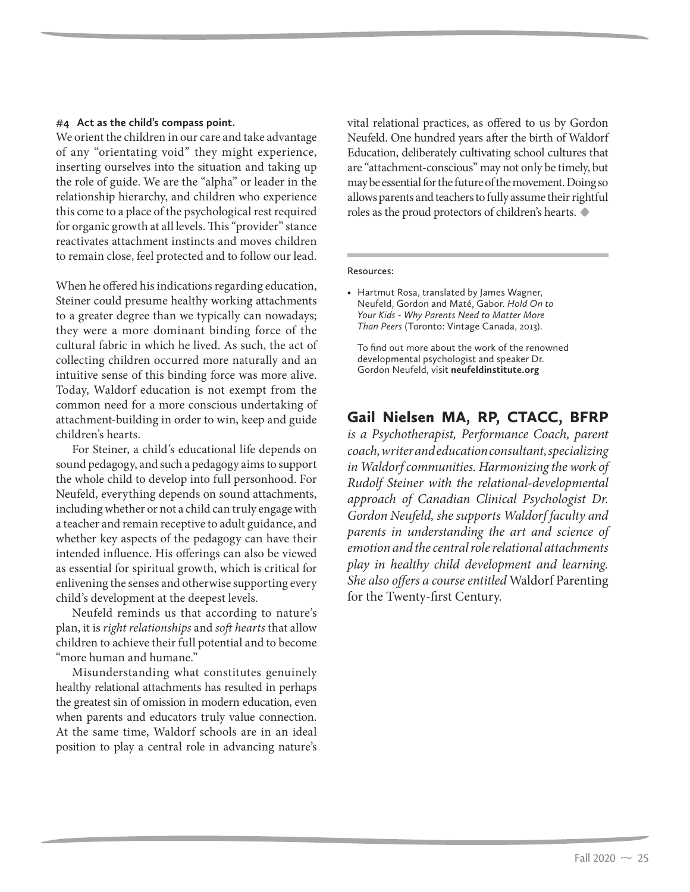#### #4 Act as the child's compass point.

We orient the children in our care and take advantage of any "orientating void" they might experience, inserting ourselves into the situation and taking up the role of guide. We are the "alpha" or leader in the relationship hierarchy, and children who experience this come to a place of the psychological rest required for organic growth at all levels. This "provider" stance reactivates attachment instincts and moves children to remain close, feel protected and to follow our lead.

When he offered his indications regarding education, Steiner could presume healthy working attachments to a greater degree than we typically can nowadays; they were a more dominant binding force of the cultural fabric in which he lived. As such, the act of collecting children occurred more naturally and an intuitive sense of this binding force was more alive. Today, Waldorf education is not exempt from the common need for a more conscious undertaking of attachment-building in order to win, keep and guide children's hearts.

For Steiner, a child's educational life depends on sound pedagogy, and such a pedagogy aims to support the whole child to develop into full personhood. For Neufeld, everything depends on sound attachments, including whether or not a child can truly engage with a teacher and remain receptive to adult guidance, and whether key aspects of the pedagogy can have their intended influence. His offerings can also be viewed as essential for spiritual growth, which is critical for enlivening the senses and otherwise supporting every child's development at the deepest levels.

Neufeld reminds us that according to nature's plan, it is *right relationships* and *soft hearts* that allow children to achieve their full potential and to become "more human and humane."

Misunderstanding what constitutes genuinely healthy relational attachments has resulted in perhaps the greatest sin of omission in modern education, even when parents and educators truly value connection. At the same time, Waldorf schools are in an ideal position to play a central role in advancing nature's vital relational practices, as offered to us by Gordon Neufeld. One hundred years after the birth of Waldorf Education, deliberately cultivating school cultures that are "attachment-conscious" may not only be timely, but may be essential for the future of the movement. Doing so allows parents and teachers to fully assume their rightful roles as the proud protectors of children's hearts. ◆

Resources:

- Hartmut Rosa, translated by James Wagner, Neufeld, Gordon and Maté, Gabor. *Hold On to Your Kids - Why Parents Need to Matter More Than Peers* (Toronto: Vintage Canada, 2013).

  To find out more about the work of the renowned developmental psychologist and speaker Dr. Gordon Neufeld, visit **neufeldinstitute.org**

## Gail Nielsen MA, RP, CTACC, BFRP

*is a Psychotherapist, Performance Coach, parent coach, writer and education consultant, specializing in Waldorf communities. Harmonizing the work of Rudolf Steiner with the relational-developmental approach of Canadian Clinical Psychologist Dr. Gordon Neufeld, she supports Waldorf faculty and parents in understanding the art and science of emotion and the central role relational attachments play in healthy child development and learning. She also offers a course entitled* Waldorf Parenting for the Twenty-first Century.